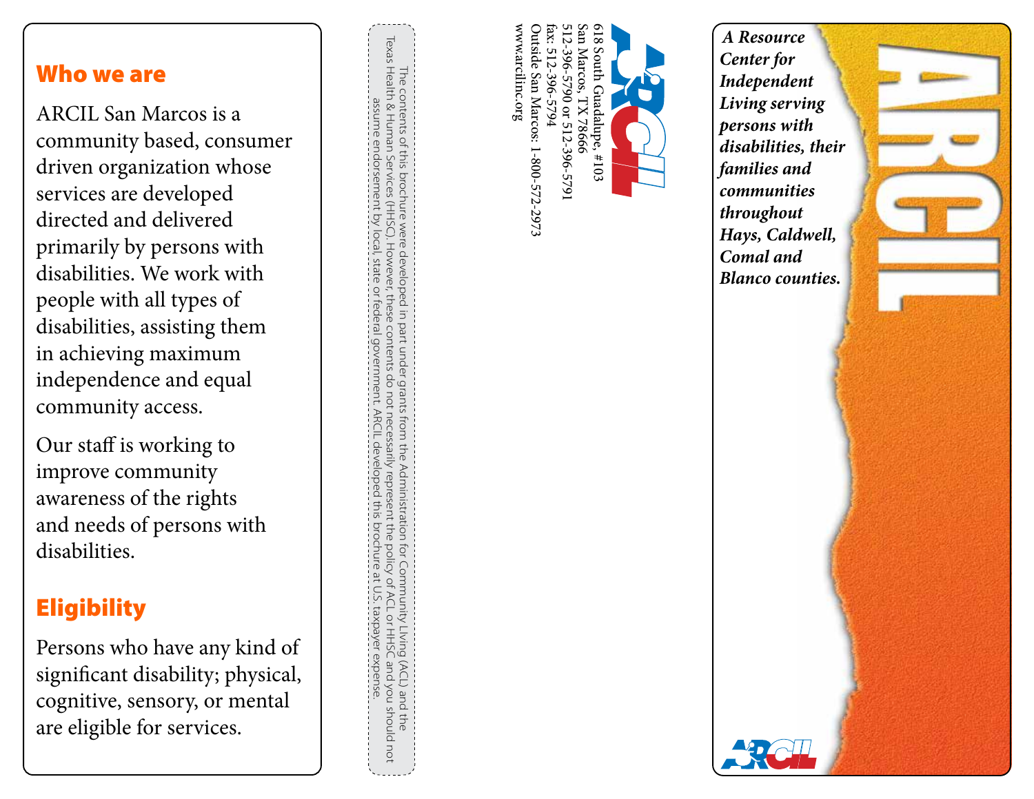## Who we are

ARCIL San Marcos is a community based, consumer driven organization whose services are developed directed and delivered primarily by persons with disabilities. We work with people with all types of disabilities, assisting them in achieving maximum independence and equal community access.

Our staff is working to improve community awareness of the rights and needs of persons with disabilities.

## Eligibility

Persons who have any kind of significant disability; physical, cognitive, sensory, or mental are eligible for services.

The contents of this brochure were developed in part under grants from the Administration for Community Living (ACL) and the Texas Health & Human Services (HHSC). However, these contents do not necessarily represent the policy of ACL or HHSC and you should not assume endorsement by local, state or federal government. ARCIL developed this brochure at U.S. taxpayer expense.

ARCIL

618 South Guadalupe, #103
San Marcos, TX 78666
512-396-5790 or 512-396-5791
fax: 512-396-5794
Outside San Marcos: 1-800-572-2973
www.arcilinc.org

# ARCIL

***A Resource Center for Independent Living serving persons with disabilities, their families and communities throughout Hays, Caldwell, Comal and Blanco counties.***

ARCIL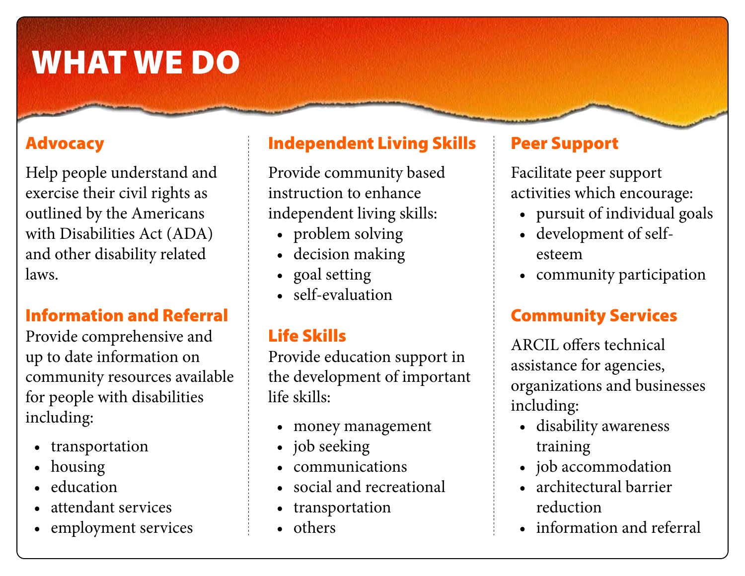# WHAT WE DO

## Advocacy

Help people understand and exercise their civil rights as outlined by the Americans with Disabilities Act (ADA) and other disability related laws.

## Information and Referral

Provide comprehensive and up to date information on community resources available for people with disabilities including:

- transportation
- housing
- education
- attendant services
- employment services

## Independent Living Skills

Provide community based instruction to enhance independent living skills:

- problem solving
- decision making
- goal setting
- self-evaluation

## Life Skills

Provide education support in the development of important life skills:

- money management
- job seeking
- communications
- social and recreational
- transportation
- others

## Peer Support

Facilitate peer support activities which encourage:

- pursuit of individual goals
- development of self-esteem
- community participation

## Community Services

ARCIL offers technical assistance for agencies, organizations and businesses including:

- disability awareness training
- job accommodation
- architectural barrier reduction
- information and referral